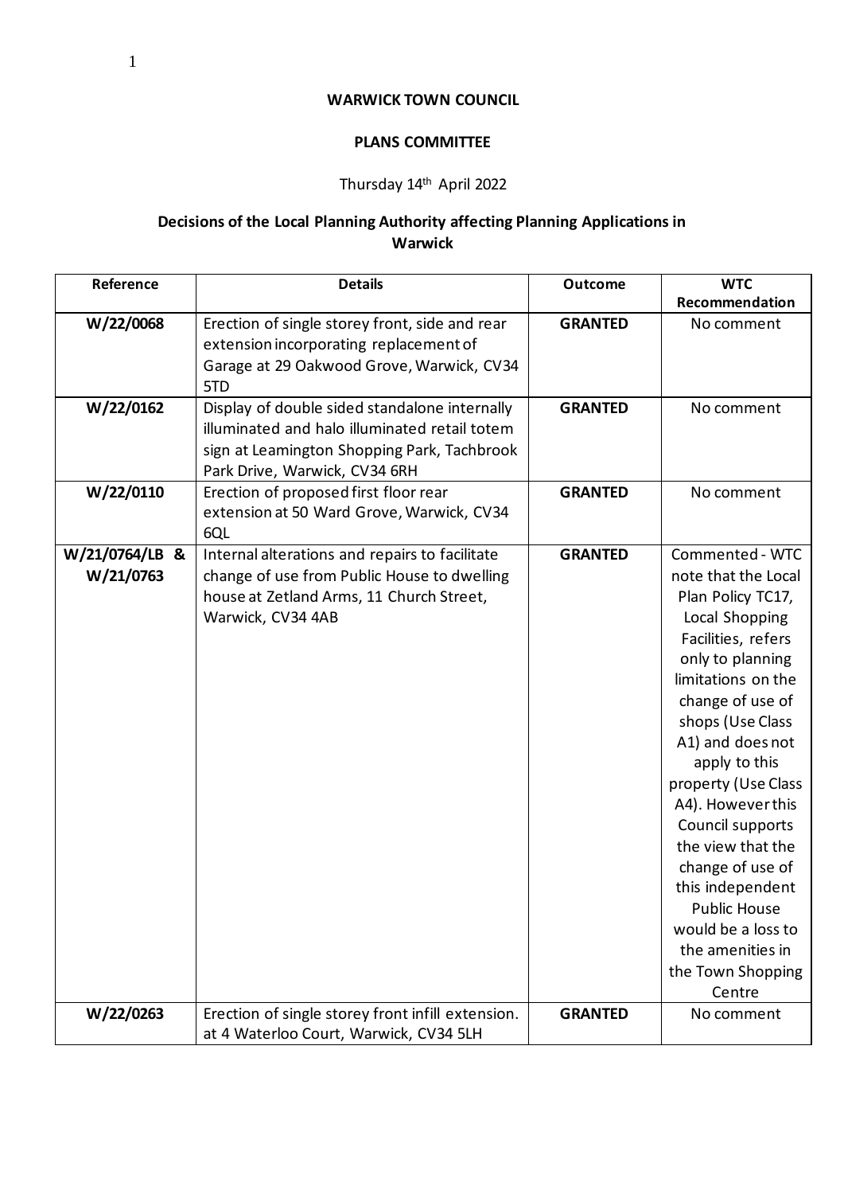**WARWICK TOWN COUNCIL**

**PLANS COMMITTEE**

Thursday 14th April 2022

**Decisions of the Local Planning Authority affecting Planning Applications in Warwick**

| Reference | Details | Outcome | WTC Recommendation |
|---|---|---|---|
| **W/22/0068** | Erection of single storey front, side and rear extension incorporating replacement of Garage at 29 Oakwood Grove, Warwick, CV34 5TD | **GRANTED** | No comment |
| **W/22/0162** | Display of double sided standalone internally illuminated and halo illuminated retail totem sign at Leamington Shopping Park, Tachbrook Park Drive, Warwick, CV34 6RH | **GRANTED** | No comment |
| **W/22/0110** | Erection of proposed first floor rear extension at 50 Ward Grove, Warwick, CV34 6QL | **GRANTED** | No comment |
| **W/21/0764/LB & W/21/0763** | Internal alterations and repairs to facilitate change of use from Public House to dwelling house at Zetland Arms, 11 Church Street, Warwick, CV34 4AB | **GRANTED** | Commented - WTC note that the Local Plan Policy TC17, Local Shopping Facilities, refers only to planning limitations on the change of use of shops (Use Class A1) and does not apply to this property (Use Class A4). However this Council supports the view that the change of use of this independent Public House would be a loss to the amenities in the Town Shopping Centre |
| **W/22/0263** | Erection of single storey front infill extension. at 4 Waterloo Court, Warwick, CV34 5LH | **GRANTED** | No comment |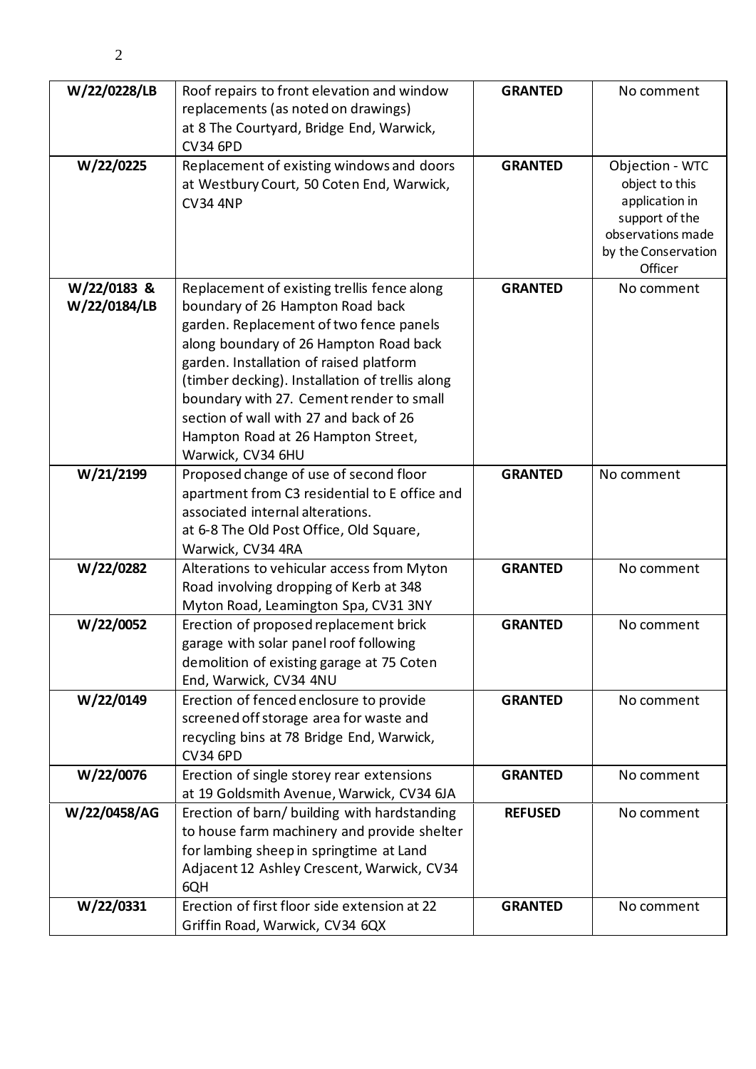| W/22/0228/LB | Roof repairs to front elevation and window replacements (as noted on drawings) at 8 The Courtyard, Bridge End, Warwick, CV34 6PD | **GRANTED** | No comment |
|---|---|---|---|
| **W/22/0225** | Replacement of existing windows and doors at Westbury Court, 50 Coten End, Warwick, CV34 4NP | **GRANTED** | Objection - WTC object to this application in support of the observations made by the Conservation Officer |
| **W/22/0183 & W/22/0184/LB** | Replacement of existing trellis fence along boundary of 26 Hampton Road back garden. Replacement of two fence panels along boundary of 26 Hampton Road back garden. Installation of raised platform (timber decking). Installation of trellis along boundary with 27. Cement render to small section of wall with 27 and back of 26 Hampton Road at 26 Hampton Street, Warwick, CV34 6HU | **GRANTED** | No comment |
| **W/21/2199** | Proposed change of use of second floor apartment from C3 residential to E office and associated internal alterations. at 6-8 The Old Post Office, Old Square, Warwick, CV34 4RA | **GRANTED** | No comment |
| **W/22/0282** | Alterations to vehicular access from Myton Road involving dropping of Kerb at 348 Myton Road, Leamington Spa, CV31 3NY | **GRANTED** | No comment |
| **W/22/0052** | Erection of proposed replacement brick garage with solar panel roof following demolition of existing garage at 75 Coten End, Warwick, CV34 4NU | **GRANTED** | No comment |
| **W/22/0149** | Erection of fenced enclosure to provide screened off storage area for waste and recycling bins at 78 Bridge End, Warwick, CV34 6PD | **GRANTED** | No comment |
| **W/22/0076** | Erection of single storey rear extensions at 19 Goldsmith Avenue, Warwick, CV34 6JA | **GRANTED** | No comment |
| **W/22/0458/AG** | Erection of barn/ building with hardstanding to house farm machinery and provide shelter for lambing sheep in springtime at Land Adjacent 12 Ashley Crescent, Warwick, CV34 6QH | **REFUSED** | No comment |
| **W/22/0331** | Erection of first floor side extension at 22 Griffin Road, Warwick, CV34 6QX | **GRANTED** | No comment |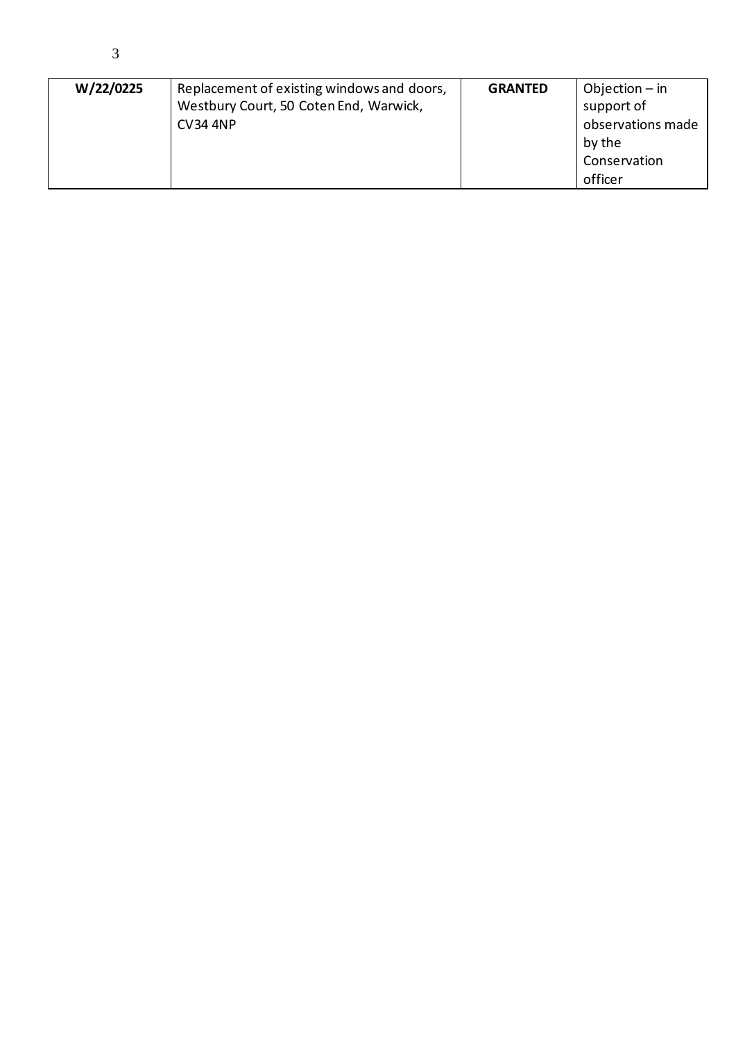| | | | |
|---|---|---|---|
| **W/22/0225** | Replacement of existing windows and doors, Westbury Court, 50 Coten End, Warwick, CV34 4NP | **GRANTED** | Objection – in support of observations made by the Conservation officer |